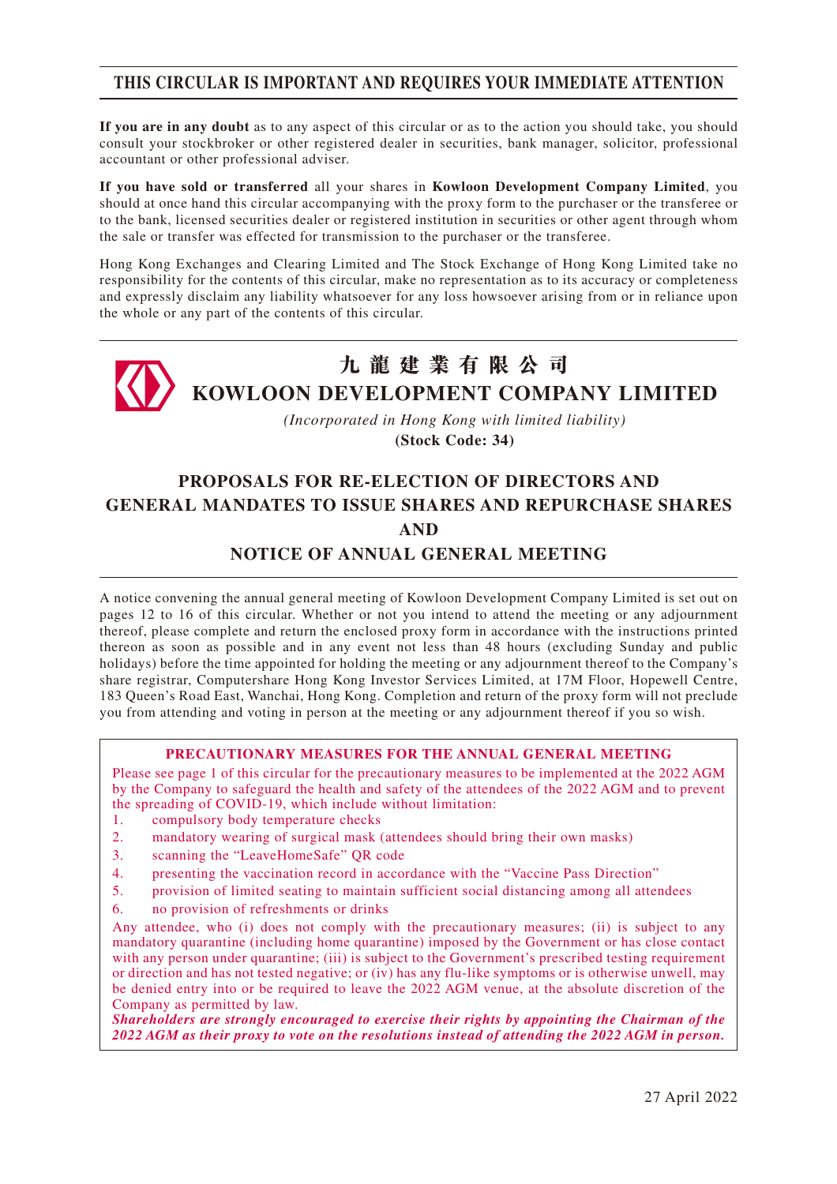# THIS CIRCULAR IS IMPORTANT AND REQUIRES YOUR IMMEDIATE ATTENTION

**If you are in any doubt** as to any aspect of this circular or as to the action you should take, you should consult your stockbroker or other registered dealer in securities, bank manager, solicitor, professional accountant or other professional adviser.

**If you have sold or transferred** all your shares in **Kowloon Development Company Limited**, you should at once hand this circular accompanying with the proxy form to the purchaser or the transferee or to the bank, licensed securities dealer or registered institution in securities or other agent through whom the sale or transfer was effected for transmission to the purchaser or the transferee.

Hong Kong Exchanges and Clearing Limited and The Stock Exchange of Hong Kong Limited take no responsibility for the contents of this circular, make no representation as to its accuracy or completeness and expressly disclaim any liability whatsoever for any loss howsoever arising from or in reliance upon the whole or any part of the contents of this circular.

**九 龍 建 業 有 限 公 司**

**KOWLOON DEVELOPMENT COMPANY LIMITED**

*(Incorporated in Hong Kong with limited liability)*

**(Stock Code: 34)**

## PROPOSALS FOR RE-ELECTION OF DIRECTORS AND GENERAL MANDATES TO ISSUE SHARES AND REPURCHASE SHARES AND NOTICE OF ANNUAL GENERAL MEETING

A notice convening the annual general meeting of Kowloon Development Company Limited is set out on pages 12 to 16 of this circular. Whether or not you intend to attend the meeting or any adjournment thereof, please complete and return the enclosed proxy form in accordance with the instructions printed thereon as soon as possible and in any event not less than 48 hours (excluding Sunday and public holidays) before the time appointed for holding the meeting or any adjournment thereof to the Company's share registrar, Computershare Hong Kong Investor Services Limited, at 17M Floor, Hopewell Centre, 183 Queen's Road East, Wanchai, Hong Kong. Completion and return of the proxy form will not preclude you from attending and voting in person at the meeting or any adjournment thereof if you so wish.

**PRECAUTIONARY MEASURES FOR THE ANNUAL GENERAL MEETING**

Please see page 1 of this circular for the precautionary measures to be implemented at the 2022 AGM by the Company to safeguard the health and safety of the attendees of the 2022 AGM and to prevent the spreading of COVID-19, which include without limitation:

1. compulsory body temperature checks
2. mandatory wearing of surgical mask (attendees should bring their own masks)
3. scanning the "LeaveHomeSafe" QR code
4. presenting the vaccination record in accordance with the "Vaccine Pass Direction"
5. provision of limited seating to maintain sufficient social distancing among all attendees
6. no provision of refreshments or drinks

Any attendee, who (i) does not comply with the precautionary measures; (ii) is subject to any mandatory quarantine (including home quarantine) imposed by the Government or has close contact with any person under quarantine; (iii) is subject to the Government's prescribed testing requirement or direction and has not tested negative; or (iv) has any flu-like symptoms or is otherwise unwell, may be denied entry into or be required to leave the 2022 AGM venue, at the absolute discretion of the Company as permitted by law.

***Shareholders are strongly encouraged to exercise their rights by appointing the Chairman of the 2022 AGM as their proxy to vote on the resolutions instead of attending the 2022 AGM in person.***

27 April 2022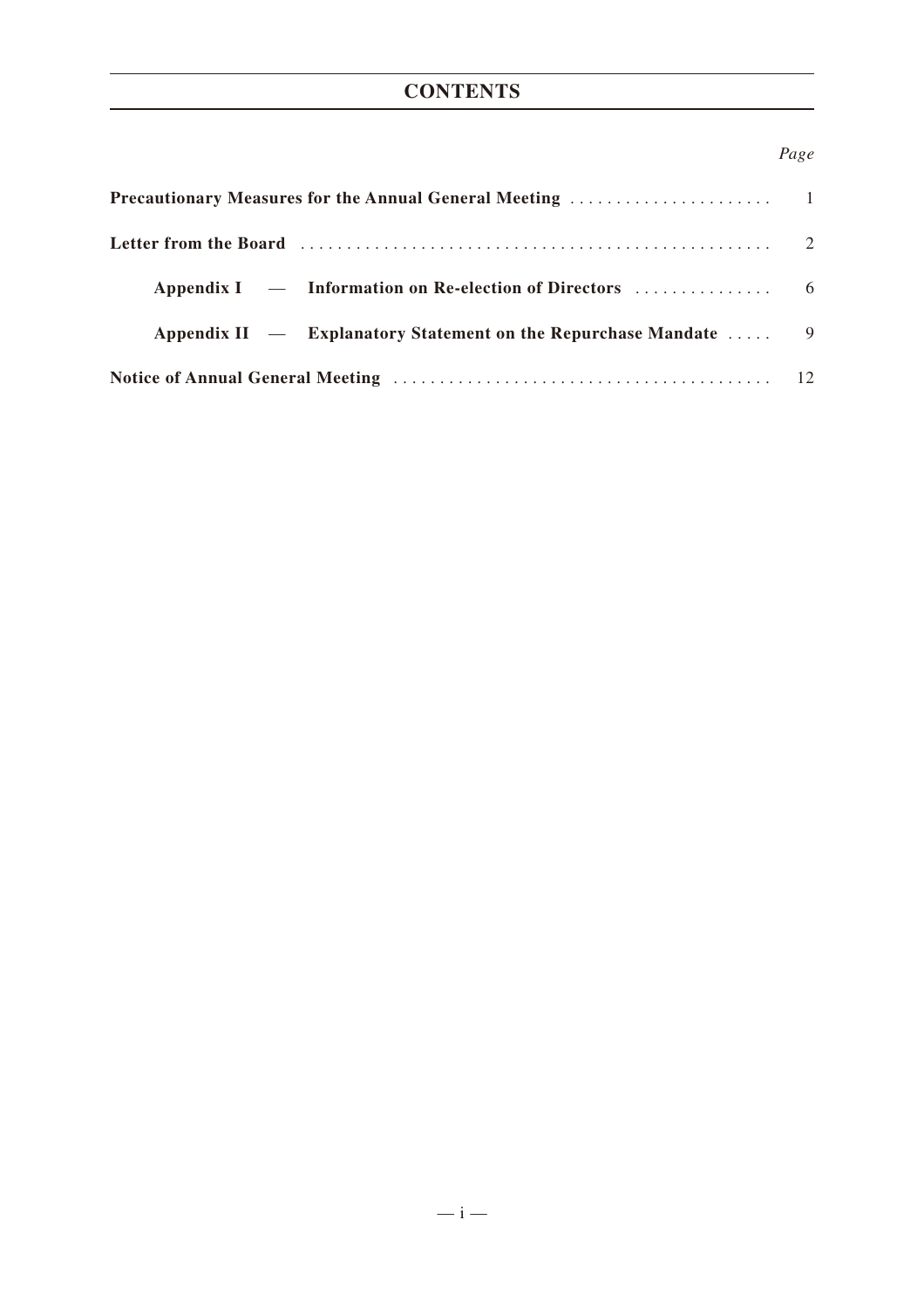# CONTENTS

| | *Page* |
|---|---|
| **Precautionary Measures for the Annual General Meeting** | 1 |
| **Letter from the Board** | 2 |
| **Appendix I — Information on Re-election of Directors** | 6 |
| **Appendix II — Explanatory Statement on the Repurchase Mandate** | 9 |
| **Notice of Annual General Meeting** | 12 |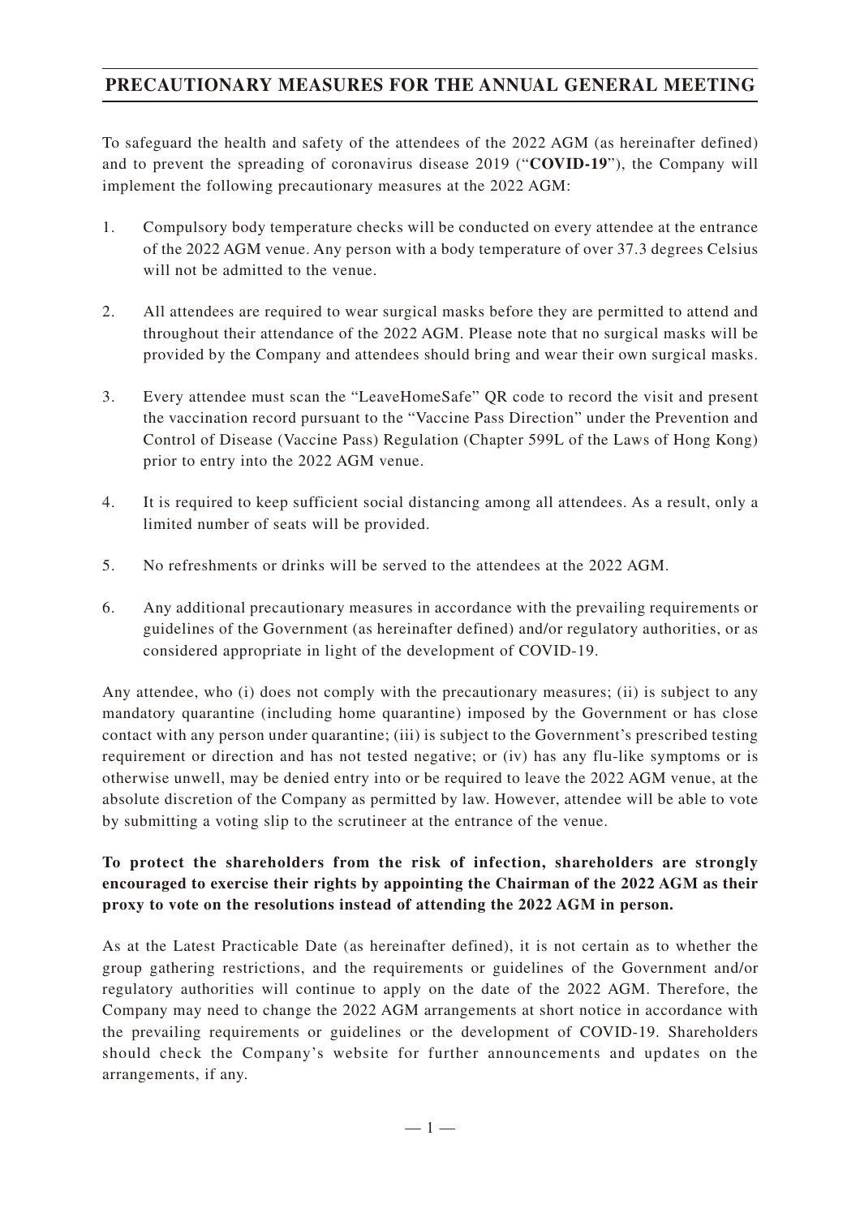# PRECAUTIONARY MEASURES FOR THE ANNUAL GENERAL MEETING

To safeguard the health and safety of the attendees of the 2022 AGM (as hereinafter defined) and to prevent the spreading of coronavirus disease 2019 ("**COVID-19**"), the Company will implement the following precautionary measures at the 2022 AGM:

1. Compulsory body temperature checks will be conducted on every attendee at the entrance of the 2022 AGM venue. Any person with a body temperature of over 37.3 degrees Celsius will not be admitted to the venue.

2. All attendees are required to wear surgical masks before they are permitted to attend and throughout their attendance of the 2022 AGM. Please note that no surgical masks will be provided by the Company and attendees should bring and wear their own surgical masks.

3. Every attendee must scan the "LeaveHomeSafe" QR code to record the visit and present the vaccination record pursuant to the "Vaccine Pass Direction" under the Prevention and Control of Disease (Vaccine Pass) Regulation (Chapter 599L of the Laws of Hong Kong) prior to entry into the 2022 AGM venue.

4. It is required to keep sufficient social distancing among all attendees. As a result, only a limited number of seats will be provided.

5. No refreshments or drinks will be served to the attendees at the 2022 AGM.

6. Any additional precautionary measures in accordance with the prevailing requirements or guidelines of the Government (as hereinafter defined) and/or regulatory authorities, or as considered appropriate in light of the development of COVID-19.

Any attendee, who (i) does not comply with the precautionary measures; (ii) is subject to any mandatory quarantine (including home quarantine) imposed by the Government or has close contact with any person under quarantine; (iii) is subject to the Government's prescribed testing requirement or direction and has not tested negative; or (iv) has any flu-like symptoms or is otherwise unwell, may be denied entry into or be required to leave the 2022 AGM venue, at the absolute discretion of the Company as permitted by law. However, attendee will be able to vote by submitting a voting slip to the scrutineer at the entrance of the venue.

**To protect the shareholders from the risk of infection, shareholders are strongly encouraged to exercise their rights by appointing the Chairman of the 2022 AGM as their proxy to vote on the resolutions instead of attending the 2022 AGM in person.**

As at the Latest Practicable Date (as hereinafter defined), it is not certain as to whether the group gathering restrictions, and the requirements or guidelines of the Government and/or regulatory authorities will continue to apply on the date of the 2022 AGM. Therefore, the Company may need to change the 2022 AGM arrangements at short notice in accordance with the prevailing requirements or guidelines or the development of COVID-19. Shareholders should check the Company's website for further announcements and updates on the arrangements, if any.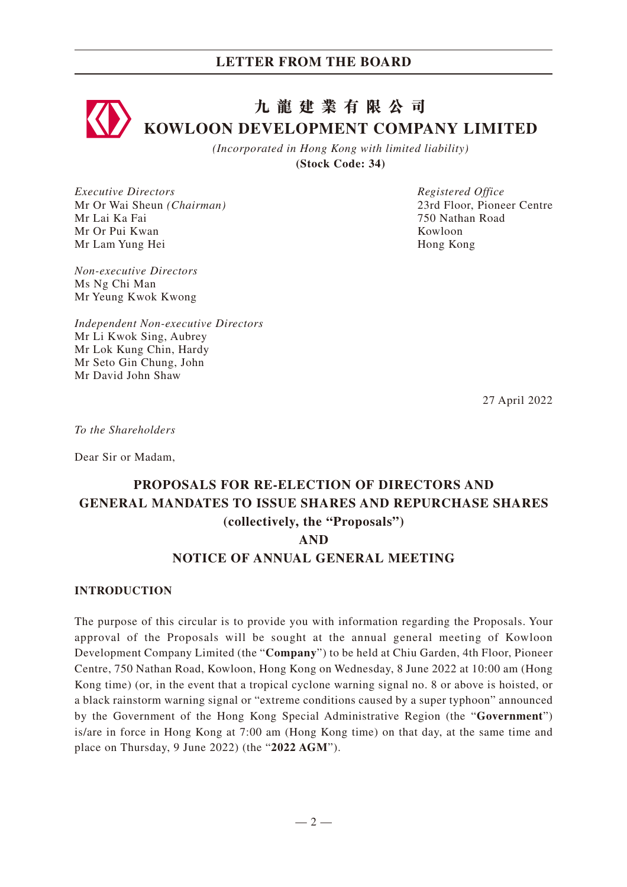# 九龍建業有限公司
# KOWLOON DEVELOPMENT COMPANY LIMITED

*(Incorporated in Hong Kong with limited liability)*

**(Stock Code: 34)**

*Executive Directors*
Mr Or Wai Sheun *(Chairman)*
Mr Lai Ka Fai
Mr Or Pui Kwan
Mr Lam Yung Hei

*Non-executive Directors*
Ms Ng Chi Man
Mr Yeung Kwok Kwong

*Independent Non-executive Directors*
Mr Li Kwok Sing, Aubrey
Mr Lok Kung Chin, Hardy
Mr Seto Gin Chung, John
Mr David John Shaw

*Registered Office*
23rd Floor, Pioneer Centre
750 Nathan Road
Kowloon
Hong Kong

27 April 2022

*To the Shareholders*

Dear Sir or Madam,

## PROPOSALS FOR RE-ELECTION OF DIRECTORS AND GENERAL MANDATES TO ISSUE SHARES AND REPURCHASE SHARES (collectively, the "Proposals") AND NOTICE OF ANNUAL GENERAL MEETING

### INTRODUCTION

The purpose of this circular is to provide you with information regarding the Proposals. Your approval of the Proposals will be sought at the annual general meeting of Kowloon Development Company Limited (the "**Company**") to be held at Chiu Garden, 4th Floor, Pioneer Centre, 750 Nathan Road, Kowloon, Hong Kong on Wednesday, 8 June 2022 at 10:00 am (Hong Kong time) (or, in the event that a tropical cyclone warning signal no. 8 or above is hoisted, or a black rainstorm warning signal or "extreme conditions caused by a super typhoon" announced by the Government of the Hong Kong Special Administrative Region (the "**Government**") is/are in force in Hong Kong at 7:00 am (Hong Kong time) on that day, at the same time and place on Thursday, 9 June 2022) (the "**2022 AGM**").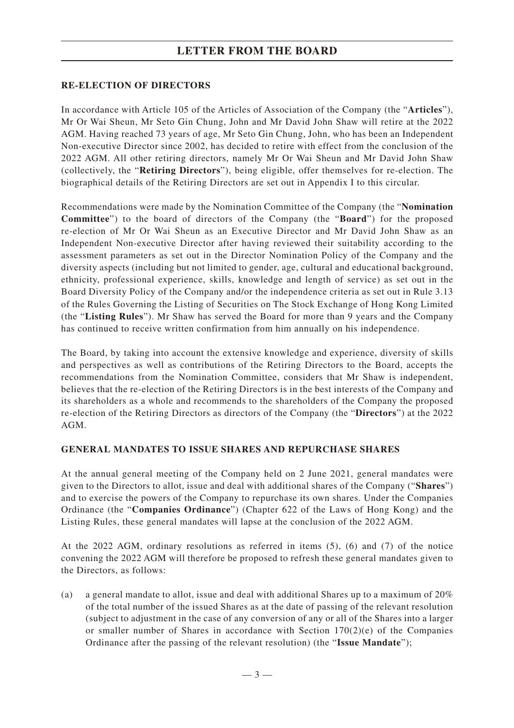## RE-ELECTION OF DIRECTORS

In accordance with Article 105 of the Articles of Association of the Company (the "**Articles**"), Mr Or Wai Sheun, Mr Seto Gin Chung, John and Mr David John Shaw will retire at the 2022 AGM. Having reached 73 years of age, Mr Seto Gin Chung, John, who has been an Independent Non-executive Director since 2002, has decided to retire with effect from the conclusion of the 2022 AGM. All other retiring directors, namely Mr Or Wai Sheun and Mr David John Shaw (collectively, the "**Retiring Directors**"), being eligible, offer themselves for re-election. The biographical details of the Retiring Directors are set out in Appendix I to this circular.

Recommendations were made by the Nomination Committee of the Company (the "**Nomination Committee**") to the board of directors of the Company (the "**Board**") for the proposed re-election of Mr Or Wai Sheun as an Executive Director and Mr David John Shaw as an Independent Non-executive Director after having reviewed their suitability according to the assessment parameters as set out in the Director Nomination Policy of the Company and the diversity aspects (including but not limited to gender, age, cultural and educational background, ethnicity, professional experience, skills, knowledge and length of service) as set out in the Board Diversity Policy of the Company and/or the independence criteria as set out in Rule 3.13 of the Rules Governing the Listing of Securities on The Stock Exchange of Hong Kong Limited (the "**Listing Rules**"). Mr Shaw has served the Board for more than 9 years and the Company has continued to receive written confirmation from him annually on his independence.

The Board, by taking into account the extensive knowledge and experience, diversity of skills and perspectives as well as contributions of the Retiring Directors to the Board, accepts the recommendations from the Nomination Committee, considers that Mr Shaw is independent, believes that the re-election of the Retiring Directors is in the best interests of the Company and its shareholders as a whole and recommends to the shareholders of the Company the proposed re-election of the Retiring Directors as directors of the Company (the "**Directors**") at the 2022 AGM.

## GENERAL MANDATES TO ISSUE SHARES AND REPURCHASE SHARES

At the annual general meeting of the Company held on 2 June 2021, general mandates were given to the Directors to allot, issue and deal with additional shares of the Company ("**Shares**") and to exercise the powers of the Company to repurchase its own shares. Under the Companies Ordinance (the "**Companies Ordinance**") (Chapter 622 of the Laws of Hong Kong) and the Listing Rules, these general mandates will lapse at the conclusion of the 2022 AGM.

At the 2022 AGM, ordinary resolutions as referred in items (5), (6) and (7) of the notice convening the 2022 AGM will therefore be proposed to refresh these general mandates given to the Directors, as follows:

(a) a general mandate to allot, issue and deal with additional Shares up to a maximum of 20% of the total number of the issued Shares as at the date of passing of the relevant resolution (subject to adjustment in the case of any conversion of any or all of the Shares into a larger or smaller number of Shares in accordance with Section 170(2)(e) of the Companies Ordinance after the passing of the relevant resolution) (the "**Issue Mandate**");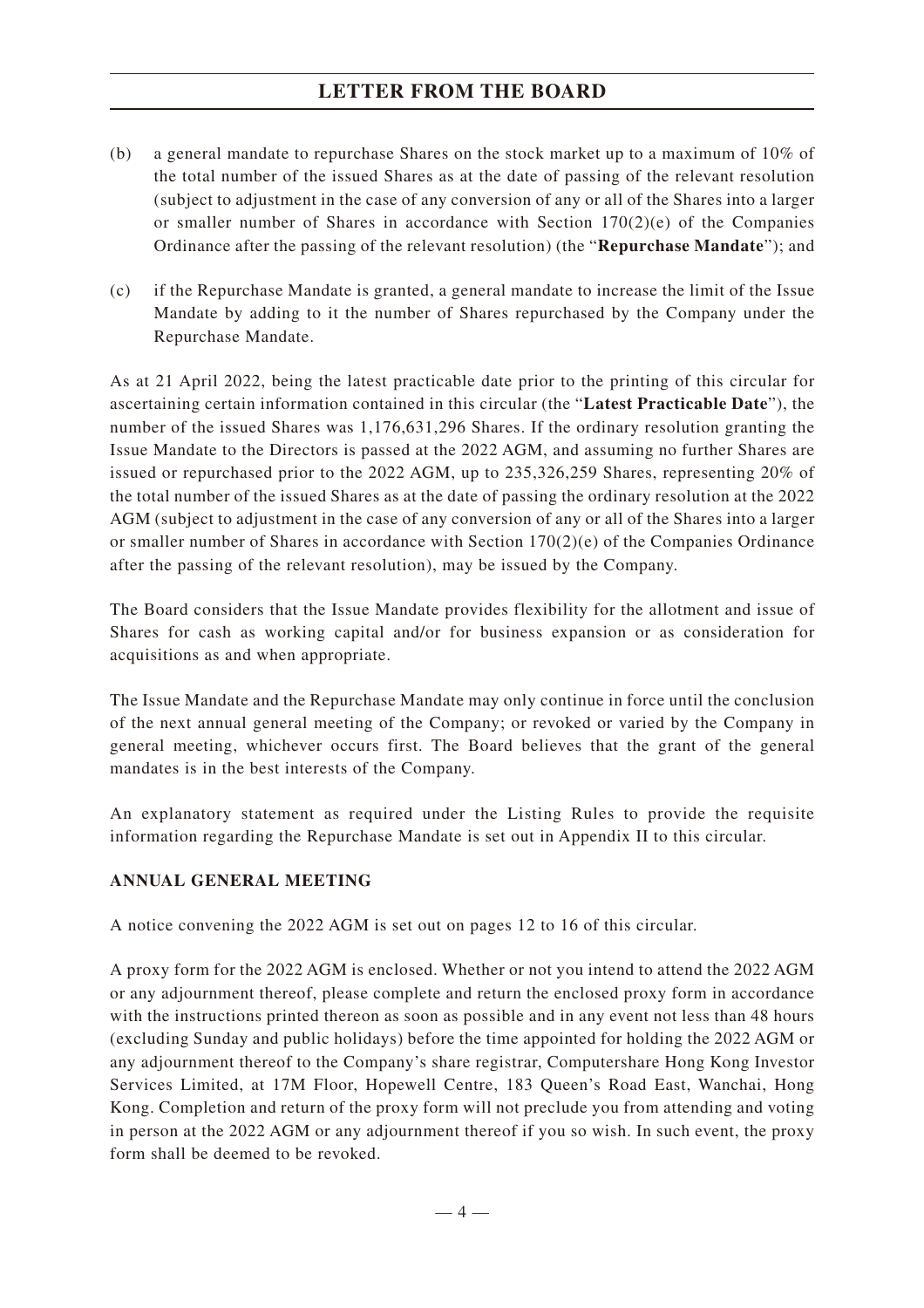(b) a general mandate to repurchase Shares on the stock market up to a maximum of 10% of the total number of the issued Shares as at the date of passing of the relevant resolution (subject to adjustment in the case of any conversion of any or all of the Shares into a larger or smaller number of Shares in accordance with Section 170(2)(e) of the Companies Ordinance after the passing of the relevant resolution) (the "**Repurchase Mandate**"); and

(c) if the Repurchase Mandate is granted, a general mandate to increase the limit of the Issue Mandate by adding to it the number of Shares repurchased by the Company under the Repurchase Mandate.

As at 21 April 2022, being the latest practicable date prior to the printing of this circular for ascertaining certain information contained in this circular (the "**Latest Practicable Date**"), the number of the issued Shares was 1,176,631,296 Shares. If the ordinary resolution granting the Issue Mandate to the Directors is passed at the 2022 AGM, and assuming no further Shares are issued or repurchased prior to the 2022 AGM, up to 235,326,259 Shares, representing 20% of the total number of the issued Shares as at the date of passing the ordinary resolution at the 2022 AGM (subject to adjustment in the case of any conversion of any or all of the Shares into a larger or smaller number of Shares in accordance with Section 170(2)(e) of the Companies Ordinance after the passing of the relevant resolution), may be issued by the Company.

The Board considers that the Issue Mandate provides flexibility for the allotment and issue of Shares for cash as working capital and/or for business expansion or as consideration for acquisitions as and when appropriate.

The Issue Mandate and the Repurchase Mandate may only continue in force until the conclusion of the next annual general meeting of the Company; or revoked or varied by the Company in general meeting, whichever occurs first. The Board believes that the grant of the general mandates is in the best interests of the Company.

An explanatory statement as required under the Listing Rules to provide the requisite information regarding the Repurchase Mandate is set out in Appendix II to this circular.

## ANNUAL GENERAL MEETING

A notice convening the 2022 AGM is set out on pages 12 to 16 of this circular.

A proxy form for the 2022 AGM is enclosed. Whether or not you intend to attend the 2022 AGM or any adjournment thereof, please complete and return the enclosed proxy form in accordance with the instructions printed thereon as soon as possible and in any event not less than 48 hours (excluding Sunday and public holidays) before the time appointed for holding the 2022 AGM or any adjournment thereof to the Company's share registrar, Computershare Hong Kong Investor Services Limited, at 17M Floor, Hopewell Centre, 183 Queen's Road East, Wanchai, Hong Kong. Completion and return of the proxy form will not preclude you from attending and voting in person at the 2022 AGM or any adjournment thereof if you so wish. In such event, the proxy form shall be deemed to be revoked.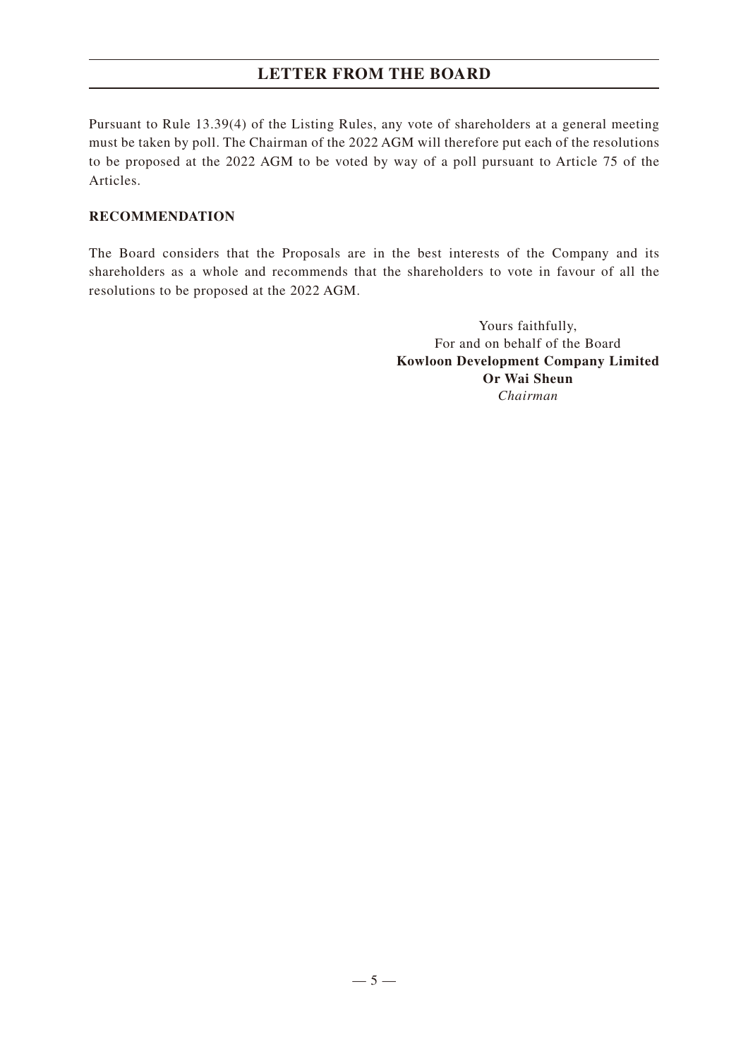Pursuant to Rule 13.39(4) of the Listing Rules, any vote of shareholders at a general meeting must be taken by poll. The Chairman of the 2022 AGM will therefore put each of the resolutions to be proposed at the 2022 AGM to be voted by way of a poll pursuant to Article 75 of the Articles.

**RECOMMENDATION**

The Board considers that the Proposals are in the best interests of the Company and its shareholders as a whole and recommends that the shareholders to vote in favour of all the resolutions to be proposed at the 2022 AGM.

Yours faithfully,
For and on behalf of the Board
**Kowloon Development Company Limited**
**Or Wai Sheun**
*Chairman*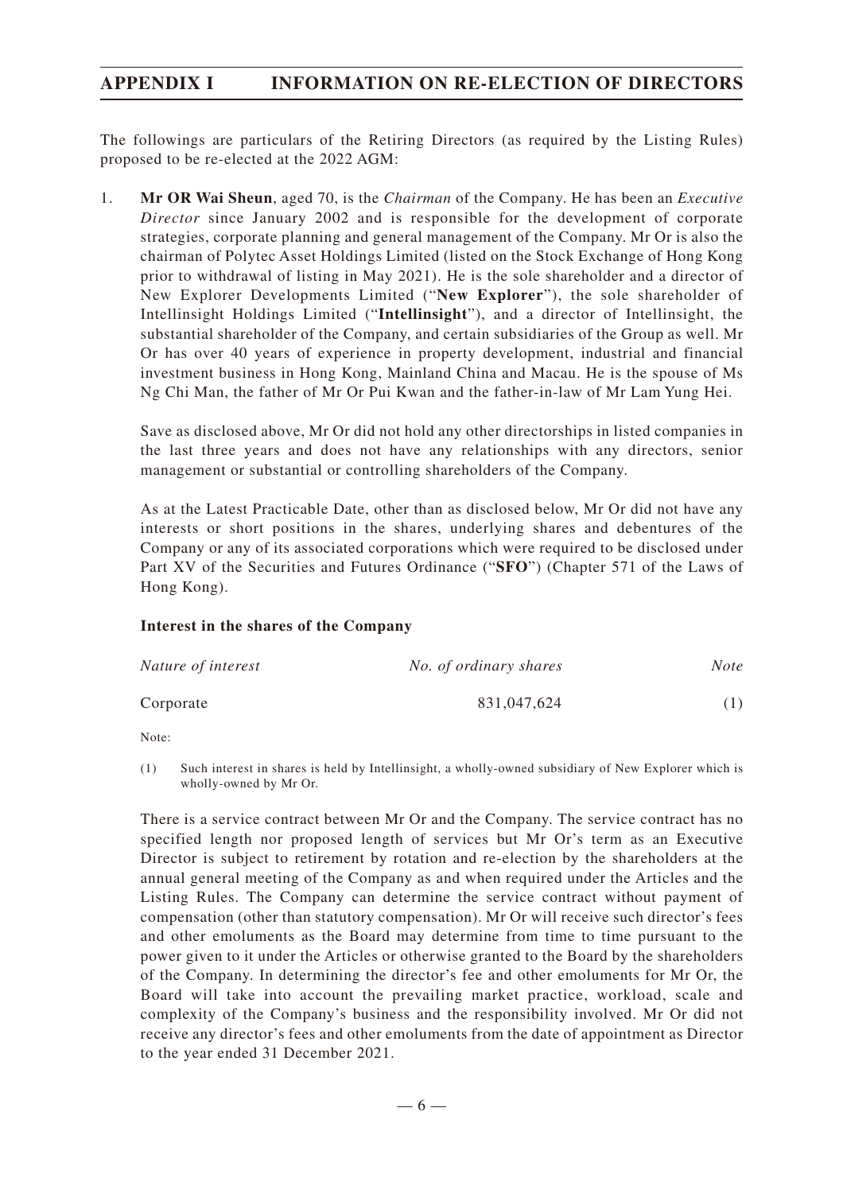# APPENDIX I INFORMATION ON RE-ELECTION OF DIRECTORS

The followings are particulars of the Retiring Directors (as required by the Listing Rules) proposed to be re-elected at the 2022 AGM:

1. **Mr OR Wai Sheun**, aged 70, is the *Chairman* of the Company. He has been an *Executive Director* since January 2002 and is responsible for the development of corporate strategies, corporate planning and general management of the Company. Mr Or is also the chairman of Polytec Asset Holdings Limited (listed on the Stock Exchange of Hong Kong prior to withdrawal of listing in May 2021). He is the sole shareholder and a director of New Explorer Developments Limited ("**New Explorer**"), the sole shareholder of Intellinsight Holdings Limited ("**Intellinsight**"), and a director of Intellinsight, the substantial shareholder of the Company, and certain subsidiaries of the Group as well. Mr Or has over 40 years of experience in property development, industrial and financial investment business in Hong Kong, Mainland China and Macau. He is the spouse of Ms Ng Chi Man, the father of Mr Or Pui Kwan and the father-in-law of Mr Lam Yung Hei.

   Save as disclosed above, Mr Or did not hold any other directorships in listed companies in the last three years and does not have any relationships with any directors, senior management or substantial or controlling shareholders of the Company.

   As at the Latest Practicable Date, other than as disclosed below, Mr Or did not have any interests or short positions in the shares, underlying shares and debentures of the Company or any of its associated corporations which were required to be disclosed under Part XV of the Securities and Futures Ordinance ("**SFO**") (Chapter 571 of the Laws of Hong Kong).

   **Interest in the shares of the Company**

   | *Nature of interest* | *No. of ordinary shares* | *Note* |
   |---|---|---|
   | Corporate | 831,047,624 | (1) |

   Note:

   (1) Such interest in shares is held by Intellinsight, a wholly-owned subsidiary of New Explorer which is wholly-owned by Mr Or.

   There is a service contract between Mr Or and the Company. The service contract has no specified length nor proposed length of services but Mr Or's term as an Executive Director is subject to retirement by rotation and re-election by the shareholders at the annual general meeting of the Company as and when required under the Articles and the Listing Rules. The Company can determine the service contract without payment of compensation (other than statutory compensation). Mr Or will receive such director's fees and other emoluments as the Board may determine from time to time pursuant to the power given to it under the Articles or otherwise granted to the Board by the shareholders of the Company. In determining the director's fee and other emoluments for Mr Or, the Board will take into account the prevailing market practice, workload, scale and complexity of the Company's business and the responsibility involved. Mr Or did not receive any director's fees and other emoluments from the date of appointment as Director to the year ended 31 December 2021.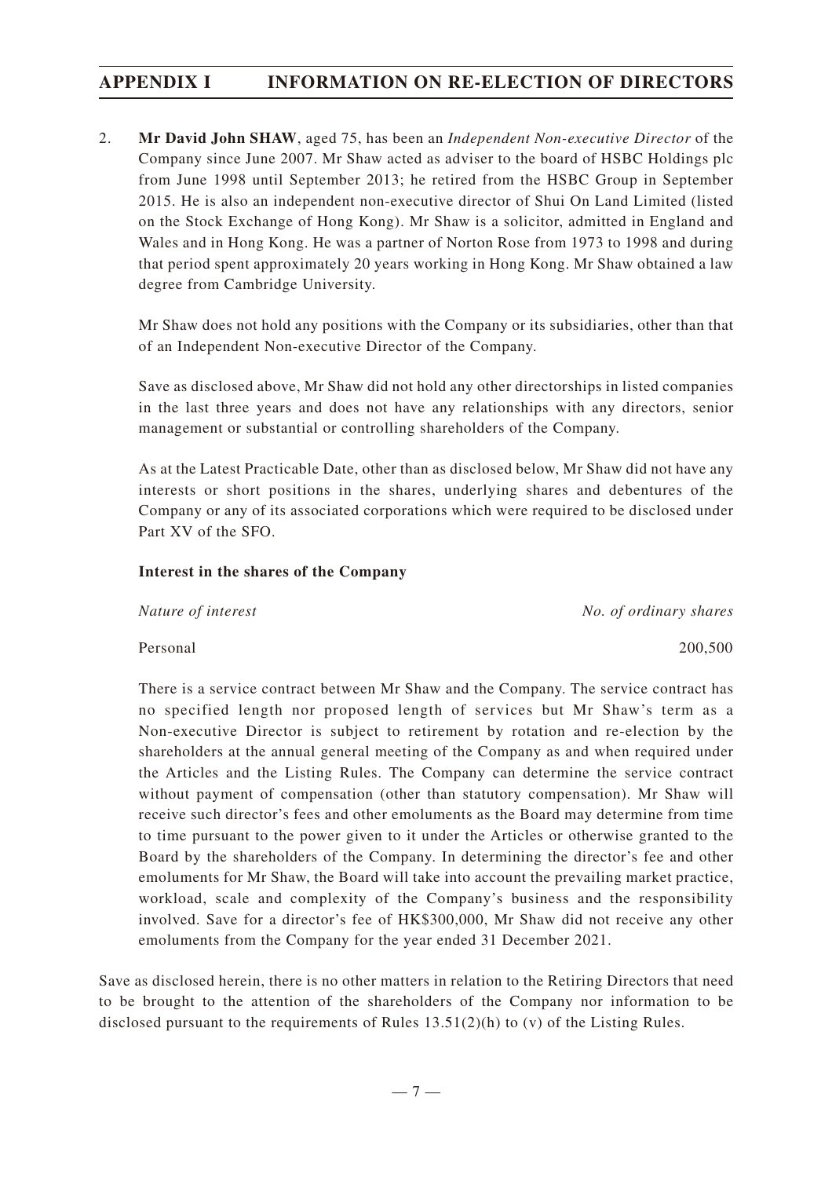2. **Mr David John SHAW**, aged 75, has been an *Independent Non-executive Director* of the Company since June 2007. Mr Shaw acted as adviser to the board of HSBC Holdings plc from June 1998 until September 2013; he retired from the HSBC Group in September 2015. He is also an independent non-executive director of Shui On Land Limited (listed on the Stock Exchange of Hong Kong). Mr Shaw is a solicitor, admitted in England and Wales and in Hong Kong. He was a partner of Norton Rose from 1973 to 1998 and during that period spent approximately 20 years working in Hong Kong. Mr Shaw obtained a law degree from Cambridge University.

   Mr Shaw does not hold any positions with the Company or its subsidiaries, other than that of an Independent Non-executive Director of the Company.

   Save as disclosed above, Mr Shaw did not hold any other directorships in listed companies in the last three years and does not have any relationships with any directors, senior management or substantial or controlling shareholders of the Company.

   As at the Latest Practicable Date, other than as disclosed below, Mr Shaw did not have any interests or short positions in the shares, underlying shares and debentures of the Company or any of its associated corporations which were required to be disclosed under Part XV of the SFO.

   **Interest in the shares of the Company**

   | *Nature of interest* | *No. of ordinary shares* |
   |---|---|
   | Personal | 200,500 |

   There is a service contract between Mr Shaw and the Company. The service contract has no specified length nor proposed length of services but Mr Shaw's term as a Non-executive Director is subject to retirement by rotation and re-election by the shareholders at the annual general meeting of the Company as and when required under the Articles and the Listing Rules. The Company can determine the service contract without payment of compensation (other than statutory compensation). Mr Shaw will receive such director's fees and other emoluments as the Board may determine from time to time pursuant to the power given to it under the Articles or otherwise granted to the Board by the shareholders of the Company. In determining the director's fee and other emoluments for Mr Shaw, the Board will take into account the prevailing market practice, workload, scale and complexity of the Company's business and the responsibility involved. Save for a director's fee of HK$300,000, Mr Shaw did not receive any other emoluments from the Company for the year ended 31 December 2021.

Save as disclosed herein, there is no other matters in relation to the Retiring Directors that need to be brought to the attention of the shareholders of the Company nor information to be disclosed pursuant to the requirements of Rules 13.51(2)(h) to (v) of the Listing Rules.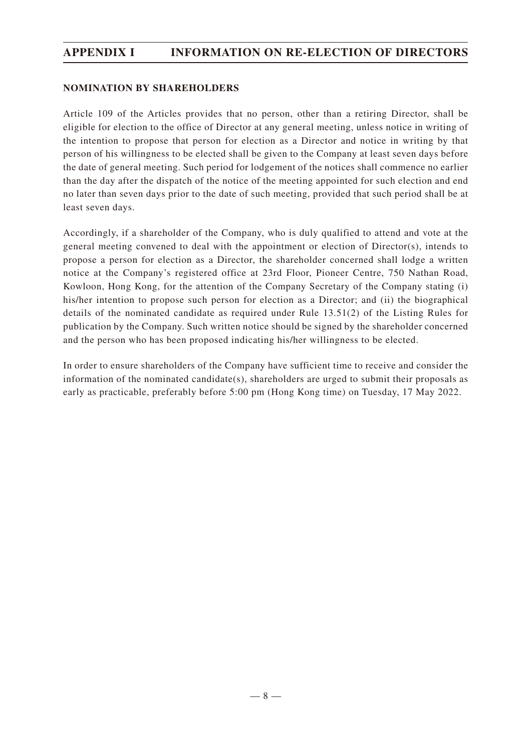## NOMINATION BY SHAREHOLDERS

Article 109 of the Articles provides that no person, other than a retiring Director, shall be eligible for election to the office of Director at any general meeting, unless notice in writing of the intention to propose that person for election as a Director and notice in writing by that person of his willingness to be elected shall be given to the Company at least seven days before the date of general meeting. Such period for lodgement of the notices shall commence no earlier than the day after the dispatch of the notice of the meeting appointed for such election and end no later than seven days prior to the date of such meeting, provided that such period shall be at least seven days.

Accordingly, if a shareholder of the Company, who is duly qualified to attend and vote at the general meeting convened to deal with the appointment or election of Director(s), intends to propose a person for election as a Director, the shareholder concerned shall lodge a written notice at the Company's registered office at 23rd Floor, Pioneer Centre, 750 Nathan Road, Kowloon, Hong Kong, for the attention of the Company Secretary of the Company stating (i) his/her intention to propose such person for election as a Director; and (ii) the biographical details of the nominated candidate as required under Rule 13.51(2) of the Listing Rules for publication by the Company. Such written notice should be signed by the shareholder concerned and the person who has been proposed indicating his/her willingness to be elected.

In order to ensure shareholders of the Company have sufficient time to receive and consider the information of the nominated candidate(s), shareholders are urged to submit their proposals as early as practicable, preferably before 5:00 pm (Hong Kong time) on Tuesday, 17 May 2022.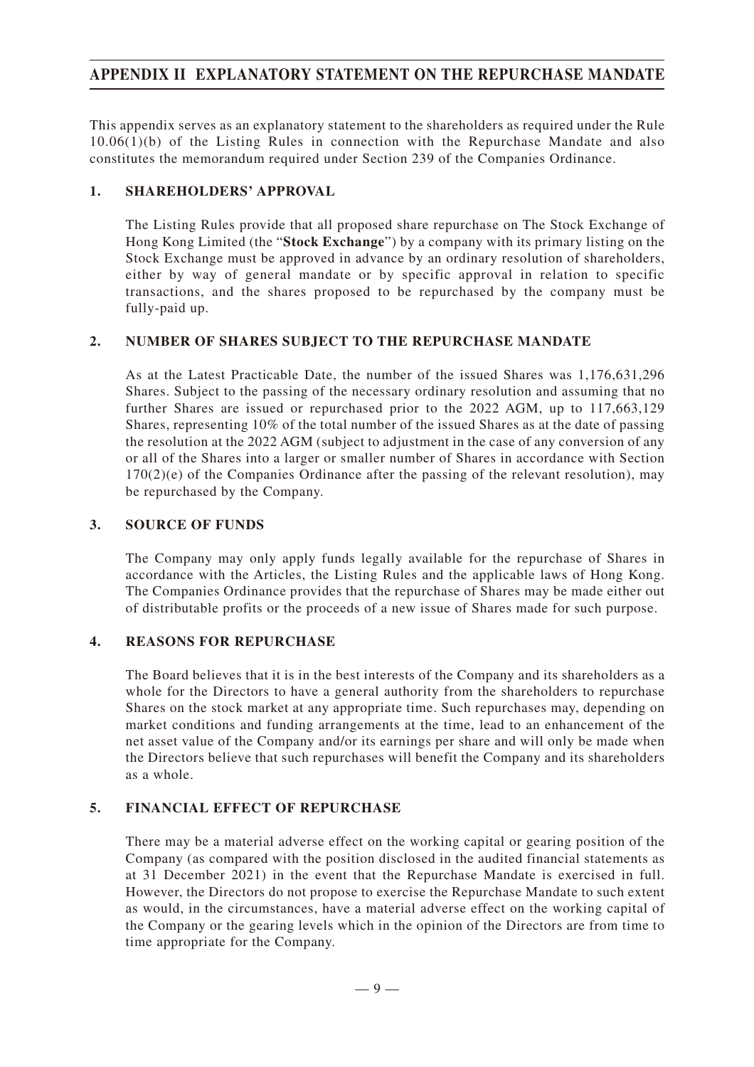# APPENDIX II EXPLANATORY STATEMENT ON THE REPURCHASE MANDATE

This appendix serves as an explanatory statement to the shareholders as required under the Rule 10.06(1)(b) of the Listing Rules in connection with the Repurchase Mandate and also constitutes the memorandum required under Section 239 of the Companies Ordinance.

## 1. SHAREHOLDERS' APPROVAL

The Listing Rules provide that all proposed share repurchase on The Stock Exchange of Hong Kong Limited (the "**Stock Exchange**") by a company with its primary listing on the Stock Exchange must be approved in advance by an ordinary resolution of shareholders, either by way of general mandate or by specific approval in relation to specific transactions, and the shares proposed to be repurchased by the company must be fully-paid up.

## 2. NUMBER OF SHARES SUBJECT TO THE REPURCHASE MANDATE

As at the Latest Practicable Date, the number of the issued Shares was 1,176,631,296 Shares. Subject to the passing of the necessary ordinary resolution and assuming that no further Shares are issued or repurchased prior to the 2022 AGM, up to 117,663,129 Shares, representing 10% of the total number of the issued Shares as at the date of passing the resolution at the 2022 AGM (subject to adjustment in the case of any conversion of any or all of the Shares into a larger or smaller number of Shares in accordance with Section 170(2)(e) of the Companies Ordinance after the passing of the relevant resolution), may be repurchased by the Company.

## 3. SOURCE OF FUNDS

The Company may only apply funds legally available for the repurchase of Shares in accordance with the Articles, the Listing Rules and the applicable laws of Hong Kong. The Companies Ordinance provides that the repurchase of Shares may be made either out of distributable profits or the proceeds of a new issue of Shares made for such purpose.

## 4. REASONS FOR REPURCHASE

The Board believes that it is in the best interests of the Company and its shareholders as a whole for the Directors to have a general authority from the shareholders to repurchase Shares on the stock market at any appropriate time. Such repurchases may, depending on market conditions and funding arrangements at the time, lead to an enhancement of the net asset value of the Company and/or its earnings per share and will only be made when the Directors believe that such repurchases will benefit the Company and its shareholders as a whole.

## 5. FINANCIAL EFFECT OF REPURCHASE

There may be a material adverse effect on the working capital or gearing position of the Company (as compared with the position disclosed in the audited financial statements as at 31 December 2021) in the event that the Repurchase Mandate is exercised in full. However, the Directors do not propose to exercise the Repurchase Mandate to such extent as would, in the circumstances, have a material adverse effect on the working capital of the Company or the gearing levels which in the opinion of the Directors are from time to time appropriate for the Company.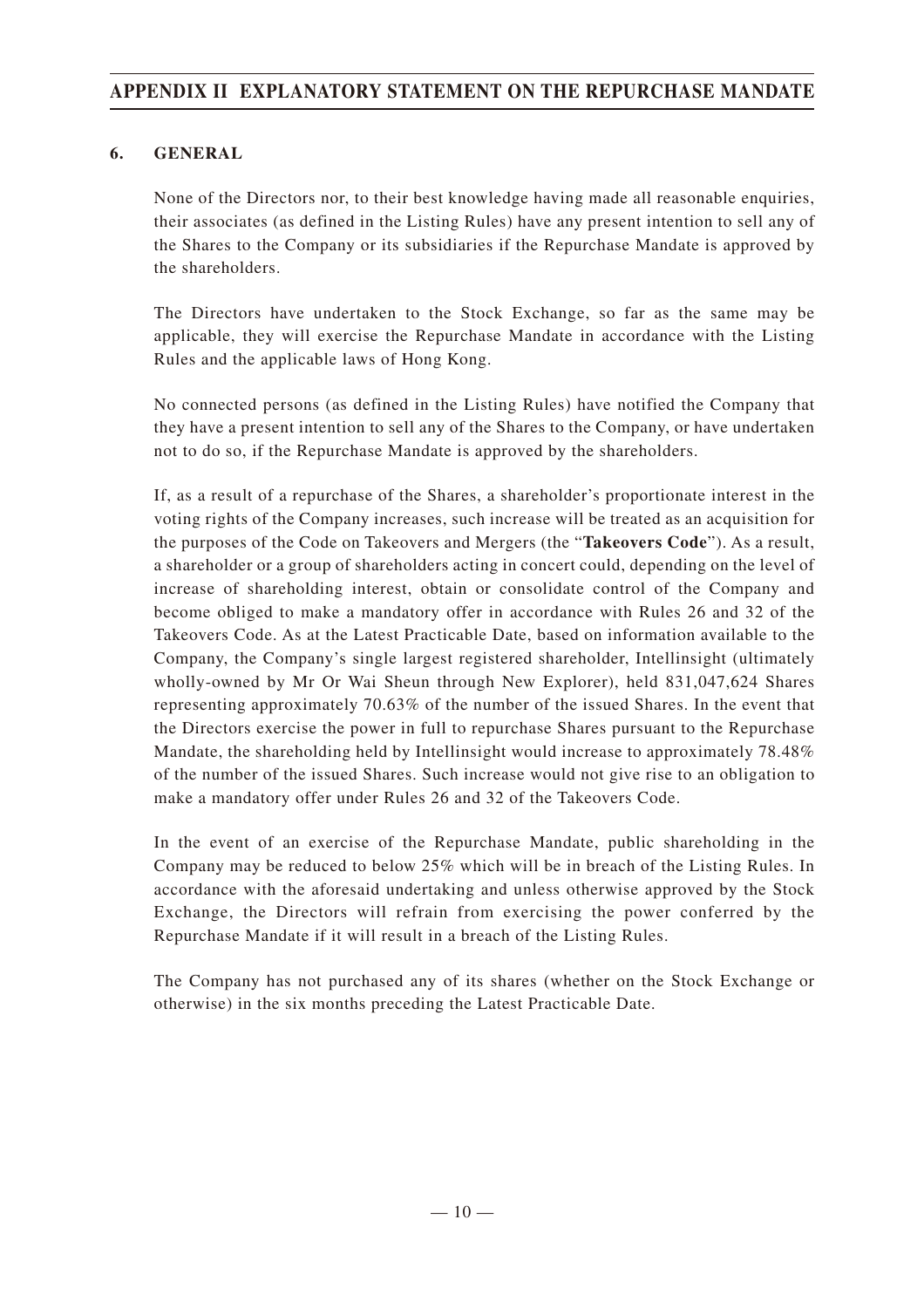## 6. GENERAL

None of the Directors nor, to their best knowledge having made all reasonable enquiries, their associates (as defined in the Listing Rules) have any present intention to sell any of the Shares to the Company or its subsidiaries if the Repurchase Mandate is approved by the shareholders.

The Directors have undertaken to the Stock Exchange, so far as the same may be applicable, they will exercise the Repurchase Mandate in accordance with the Listing Rules and the applicable laws of Hong Kong.

No connected persons (as defined in the Listing Rules) have notified the Company that they have a present intention to sell any of the Shares to the Company, or have undertaken not to do so, if the Repurchase Mandate is approved by the shareholders.

If, as a result of a repurchase of the Shares, a shareholder's proportionate interest in the voting rights of the Company increases, such increase will be treated as an acquisition for the purposes of the Code on Takeovers and Mergers (the "**Takeovers Code**"). As a result, a shareholder or a group of shareholders acting in concert could, depending on the level of increase of shareholding interest, obtain or consolidate control of the Company and become obliged to make a mandatory offer in accordance with Rules 26 and 32 of the Takeovers Code. As at the Latest Practicable Date, based on information available to the Company, the Company's single largest registered shareholder, Intellinsight (ultimately wholly-owned by Mr Or Wai Sheun through New Explorer), held 831,047,624 Shares representing approximately 70.63% of the number of the issued Shares. In the event that the Directors exercise the power in full to repurchase Shares pursuant to the Repurchase Mandate, the shareholding held by Intellinsight would increase to approximately 78.48% of the number of the issued Shares. Such increase would not give rise to an obligation to make a mandatory offer under Rules 26 and 32 of the Takeovers Code.

In the event of an exercise of the Repurchase Mandate, public shareholding in the Company may be reduced to below 25% which will be in breach of the Listing Rules. In accordance with the aforesaid undertaking and unless otherwise approved by the Stock Exchange, the Directors will refrain from exercising the power conferred by the Repurchase Mandate if it will result in a breach of the Listing Rules.

The Company has not purchased any of its shares (whether on the Stock Exchange or otherwise) in the six months preceding the Latest Practicable Date.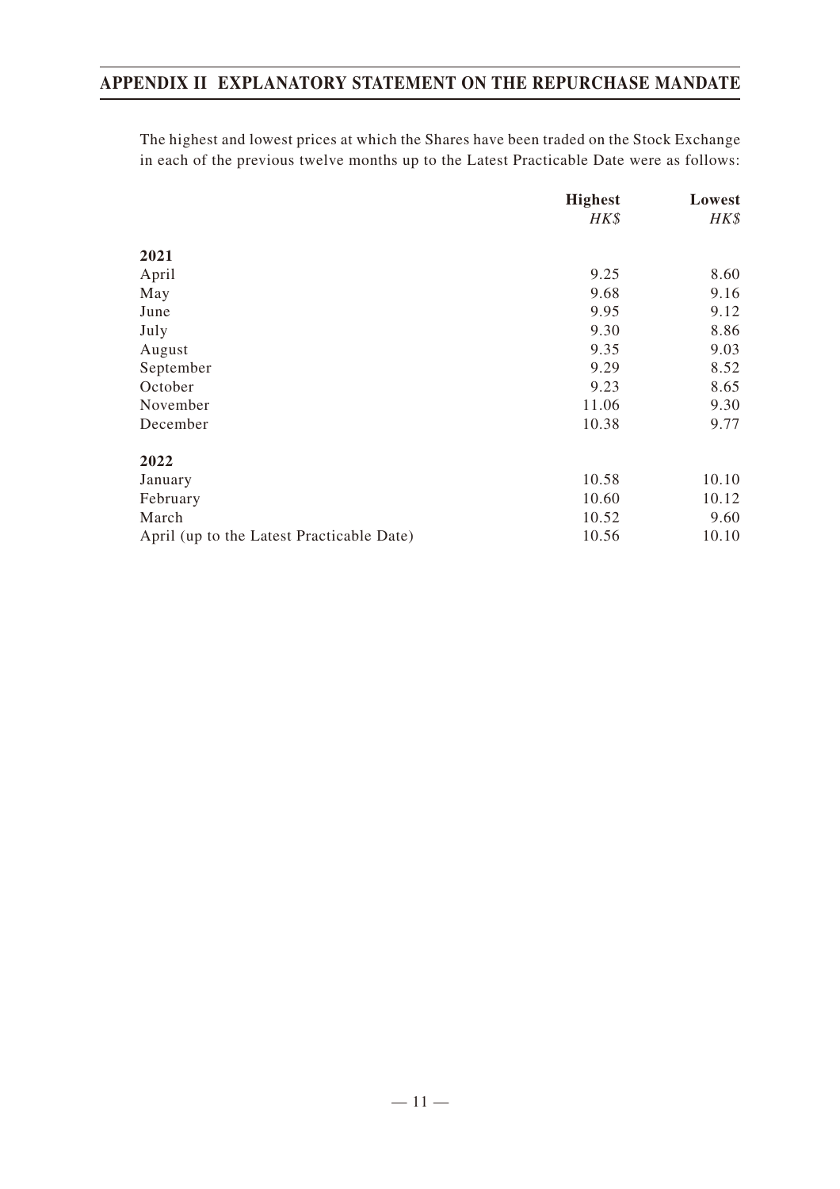The highest and lowest prices at which the Shares have been traded on the Stock Exchange in each of the previous twelve months up to the Latest Practicable Date were as follows:

| | Highest | Lowest |
|---|---|---|
| | *HK$* | *HK$* |
| **2021** | | |
| April | 9.25 | 8.60 |
| May | 9.68 | 9.16 |
| June | 9.95 | 9.12 |
| July | 9.30 | 8.86 |
| August | 9.35 | 9.03 |
| September | 9.29 | 8.52 |
| October | 9.23 | 8.65 |
| November | 11.06 | 9.30 |
| December | 10.38 | 9.77 |
| **2022** | | |
| January | 10.58 | 10.10 |
| February | 10.60 | 10.12 |
| March | 10.52 | 9.60 |
| April (up to the Latest Practicable Date) | 10.56 | 10.10 |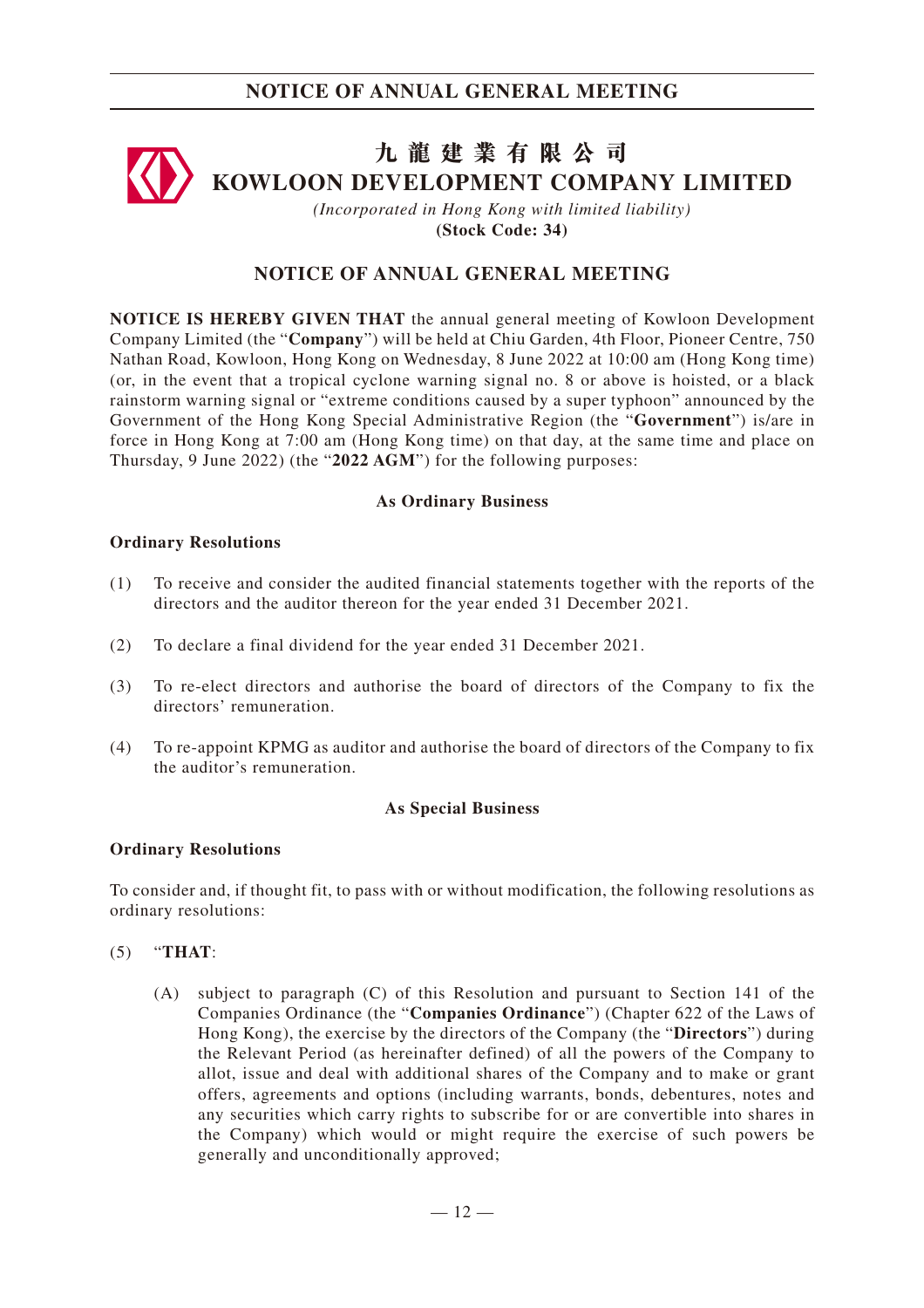# 九 龍 建 業 有 限 公 司
# KOWLOON DEVELOPMENT COMPANY LIMITED

*(Incorporated in Hong Kong with limited liability)*
**(Stock Code: 34)**

## NOTICE OF ANNUAL GENERAL MEETING

**NOTICE IS HEREBY GIVEN THAT** the annual general meeting of Kowloon Development Company Limited (the "**Company**") will be held at Chiu Garden, 4th Floor, Pioneer Centre, 750 Nathan Road, Kowloon, Hong Kong on Wednesday, 8 June 2022 at 10:00 am (Hong Kong time) (or, in the event that a tropical cyclone warning signal no. 8 or above is hoisted, or a black rainstorm warning signal or "extreme conditions caused by a super typhoon" announced by the Government of the Hong Kong Special Administrative Region (the "**Government**") is/are in force in Hong Kong at 7:00 am (Hong Kong time) on that day, at the same time and place on Thursday, 9 June 2022) (the "**2022 AGM**") for the following purposes:

### As Ordinary Business

**Ordinary Resolutions**

(1) To receive and consider the audited financial statements together with the reports of the directors and the auditor thereon for the year ended 31 December 2021.

(2) To declare a final dividend for the year ended 31 December 2021.

(3) To re-elect directors and authorise the board of directors of the Company to fix the directors' remuneration.

(4) To re-appoint KPMG as auditor and authorise the board of directors of the Company to fix the auditor's remuneration.

### As Special Business

**Ordinary Resolutions**

To consider and, if thought fit, to pass with or without modification, the following resolutions as ordinary resolutions:

(5) "**THAT**:

(A) subject to paragraph (C) of this Resolution and pursuant to Section 141 of the Companies Ordinance (the "**Companies Ordinance**") (Chapter 622 of the Laws of Hong Kong), the exercise by the directors of the Company (the "**Directors**") during the Relevant Period (as hereinafter defined) of all the powers of the Company to allot, issue and deal with additional shares of the Company and to make or grant offers, agreements and options (including warrants, bonds, debentures, notes and any securities which carry rights to subscribe for or are convertible into shares in the Company) which would or might require the exercise of such powers be generally and unconditionally approved;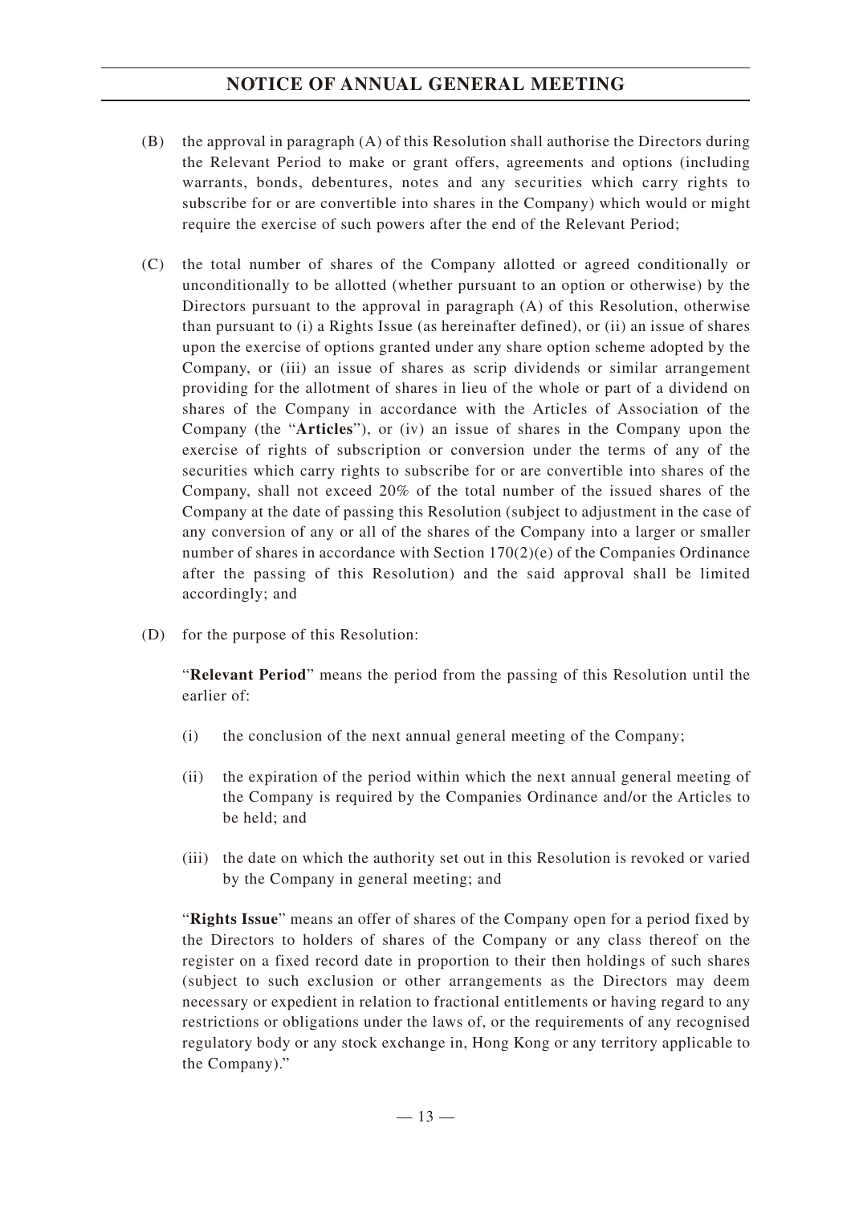(B) the approval in paragraph (A) of this Resolution shall authorise the Directors during the Relevant Period to make or grant offers, agreements and options (including warrants, bonds, debentures, notes and any securities which carry rights to subscribe for or are convertible into shares in the Company) which would or might require the exercise of such powers after the end of the Relevant Period;

(C) the total number of shares of the Company allotted or agreed conditionally or unconditionally to be allotted (whether pursuant to an option or otherwise) by the Directors pursuant to the approval in paragraph (A) of this Resolution, otherwise than pursuant to (i) a Rights Issue (as hereinafter defined), or (ii) an issue of shares upon the exercise of options granted under any share option scheme adopted by the Company, or (iii) an issue of shares as scrip dividends or similar arrangement providing for the allotment of shares in lieu of the whole or part of a dividend on shares of the Company in accordance with the Articles of Association of the Company (the "**Articles**"), or (iv) an issue of shares in the Company upon the exercise of rights of subscription or conversion under the terms of any of the securities which carry rights to subscribe for or are convertible into shares of the Company, shall not exceed 20% of the total number of the issued shares of the Company at the date of passing this Resolution (subject to adjustment in the case of any conversion of any or all of the shares of the Company into a larger or smaller number of shares in accordance with Section 170(2)(e) of the Companies Ordinance after the passing of this Resolution) and the said approval shall be limited accordingly; and

(D) for the purpose of this Resolution:

"**Relevant Period**" means the period from the passing of this Resolution until the earlier of:

(i) the conclusion of the next annual general meeting of the Company;

(ii) the expiration of the period within which the next annual general meeting of the Company is required by the Companies Ordinance and/or the Articles to be held; and

(iii) the date on which the authority set out in this Resolution is revoked or varied by the Company in general meeting; and

"**Rights Issue**" means an offer of shares of the Company open for a period fixed by the Directors to holders of shares of the Company or any class thereof on the register on a fixed record date in proportion to their then holdings of such shares (subject to such exclusion or other arrangements as the Directors may deem necessary or expedient in relation to fractional entitlements or having regard to any restrictions or obligations under the laws of, or the requirements of any recognised regulatory body or any stock exchange in, Hong Kong or any territory applicable to the Company)."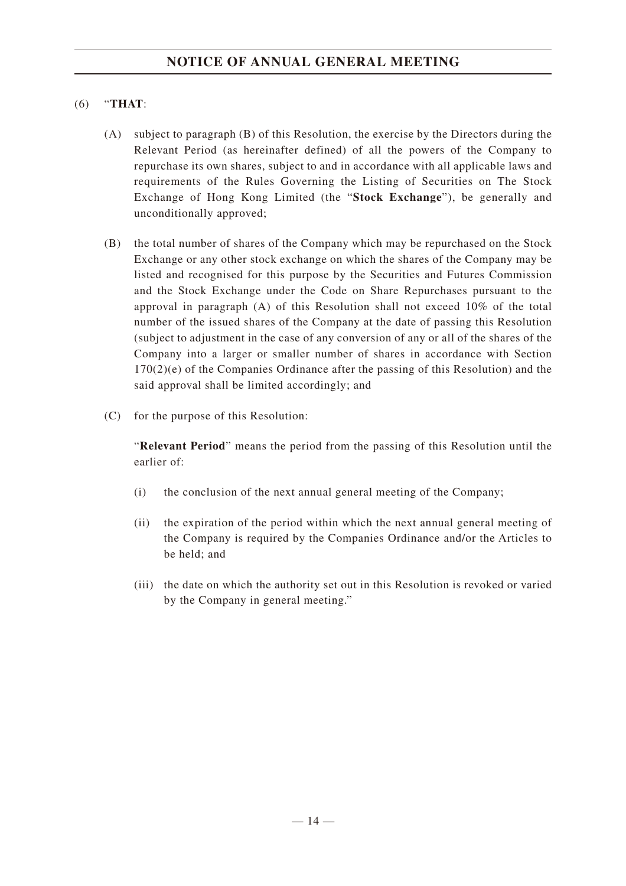(6) "**THAT**:

(A) subject to paragraph (B) of this Resolution, the exercise by the Directors during the Relevant Period (as hereinafter defined) of all the powers of the Company to repurchase its own shares, subject to and in accordance with all applicable laws and requirements of the Rules Governing the Listing of Securities on The Stock Exchange of Hong Kong Limited (the "**Stock Exchange**"), be generally and unconditionally approved;

(B) the total number of shares of the Company which may be repurchased on the Stock Exchange or any other stock exchange on which the shares of the Company may be listed and recognised for this purpose by the Securities and Futures Commission and the Stock Exchange under the Code on Share Repurchases pursuant to the approval in paragraph (A) of this Resolution shall not exceed 10% of the total number of the issued shares of the Company at the date of passing this Resolution (subject to adjustment in the case of any conversion of any or all of the shares of the Company into a larger or smaller number of shares in accordance with Section 170(2)(e) of the Companies Ordinance after the passing of this Resolution) and the said approval shall be limited accordingly; and

(C) for the purpose of this Resolution:

"**Relevant Period**" means the period from the passing of this Resolution until the earlier of:

(i) the conclusion of the next annual general meeting of the Company;

(ii) the expiration of the period within which the next annual general meeting of the Company is required by the Companies Ordinance and/or the Articles to be held; and

(iii) the date on which the authority set out in this Resolution is revoked or varied by the Company in general meeting."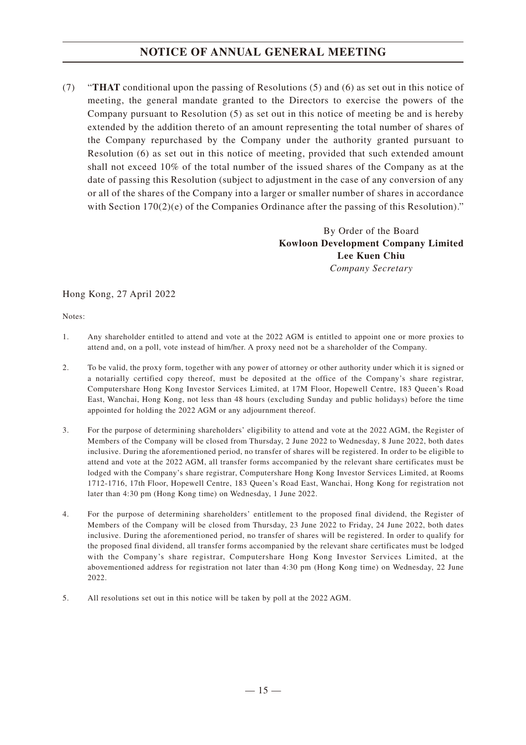# NOTICE OF ANNUAL GENERAL MEETING

(7) "**THAT** conditional upon the passing of Resolutions (5) and (6) as set out in this notice of meeting, the general mandate granted to the Directors to exercise the powers of the Company pursuant to Resolution (5) as set out in this notice of meeting be and is hereby extended by the addition thereto of an amount representing the total number of shares of the Company repurchased by the Company under the authority granted pursuant to Resolution (6) as set out in this notice of meeting, provided that such extended amount shall not exceed 10% of the total number of the issued shares of the Company as at the date of passing this Resolution (subject to adjustment in the case of any conversion of any or all of the shares of the Company into a larger or smaller number of shares in accordance with Section 170(2)(e) of the Companies Ordinance after the passing of this Resolution)."

By Order of the Board
**Kowloon Development Company Limited**
**Lee Kuen Chiu**
*Company Secretary*

Hong Kong, 27 April 2022

Notes:

1. Any shareholder entitled to attend and vote at the 2022 AGM is entitled to appoint one or more proxies to attend and, on a poll, vote instead of him/her. A proxy need not be a shareholder of the Company.

2. To be valid, the proxy form, together with any power of attorney or other authority under which it is signed or a notarially certified copy thereof, must be deposited at the office of the Company's share registrar, Computershare Hong Kong Investor Services Limited, at 17M Floor, Hopewell Centre, 183 Queen's Road East, Wanchai, Hong Kong, not less than 48 hours (excluding Sunday and public holidays) before the time appointed for holding the 2022 AGM or any adjournment thereof.

3. For the purpose of determining shareholders' eligibility to attend and vote at the 2022 AGM, the Register of Members of the Company will be closed from Thursday, 2 June 2022 to Wednesday, 8 June 2022, both dates inclusive. During the aforementioned period, no transfer of shares will be registered. In order to be eligible to attend and vote at the 2022 AGM, all transfer forms accompanied by the relevant share certificates must be lodged with the Company's share registrar, Computershare Hong Kong Investor Services Limited, at Rooms 1712-1716, 17th Floor, Hopewell Centre, 183 Queen's Road East, Wanchai, Hong Kong for registration not later than 4:30 pm (Hong Kong time) on Wednesday, 1 June 2022.

4. For the purpose of determining shareholders' entitlement to the proposed final dividend, the Register of Members of the Company will be closed from Thursday, 23 June 2022 to Friday, 24 June 2022, both dates inclusive. During the aforementioned period, no transfer of shares will be registered. In order to qualify for the proposed final dividend, all transfer forms accompanied by the relevant share certificates must be lodged with the Company's share registrar, Computershare Hong Kong Investor Services Limited, at the abovementioned address for registration not later than 4:30 pm (Hong Kong time) on Wednesday, 22 June 2022.

5. All resolutions set out in this notice will be taken by poll at the 2022 AGM.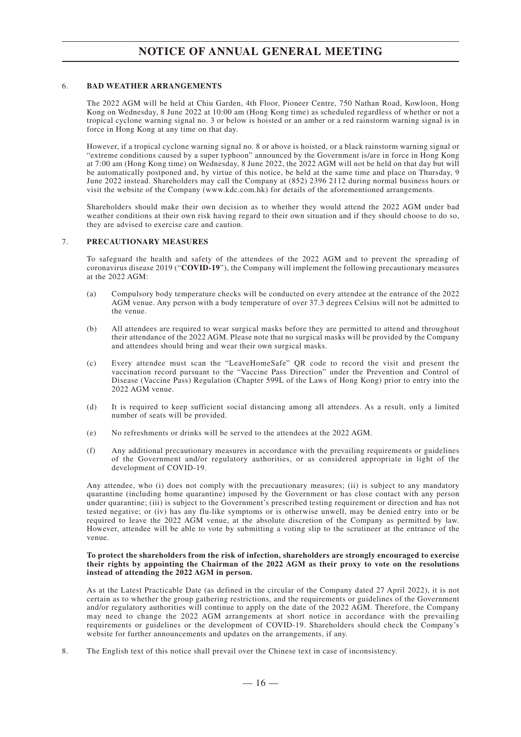# NOTICE OF ANNUAL GENERAL MEETING

6. **BAD WEATHER ARRANGEMENTS**

   The 2022 AGM will be held at Chiu Garden, 4th Floor, Pioneer Centre, 750 Nathan Road, Kowloon, Hong Kong on Wednesday, 8 June 2022 at 10:00 am (Hong Kong time) as scheduled regardless of whether or not a tropical cyclone warning signal no. 3 or below is hoisted or an amber or a red rainstorm warning signal is in force in Hong Kong at any time on that day.

   However, if a tropical cyclone warning signal no. 8 or above is hoisted, or a black rainstorm warning signal or "extreme conditions caused by a super typhoon" announced by the Government is/are in force in Hong Kong at 7:00 am (Hong Kong time) on Wednesday, 8 June 2022, the 2022 AGM will not be held on that day but will be automatically postponed and, by virtue of this notice, be held at the same time and place on Thursday, 9 June 2022 instead. Shareholders may call the Company at (852) 2396 2112 during normal business hours or visit the website of the Company (www.kdc.com.hk) for details of the aforementioned arrangements.

   Shareholders should make their own decision as to whether they would attend the 2022 AGM under bad weather conditions at their own risk having regard to their own situation and if they should choose to do so, they are advised to exercise care and caution.

7. **PRECAUTIONARY MEASURES**

   To safeguard the health and safety of the attendees of the 2022 AGM and to prevent the spreading of coronavirus disease 2019 ("**COVID-19**"), the Company will implement the following precautionary measures at the 2022 AGM:

   (a) Compulsory body temperature checks will be conducted on every attendee at the entrance of the 2022 AGM venue. Any person with a body temperature of over 37.3 degrees Celsius will not be admitted to the venue.

   (b) All attendees are required to wear surgical masks before they are permitted to attend and throughout their attendance of the 2022 AGM. Please note that no surgical masks will be provided by the Company and attendees should bring and wear their own surgical masks.

   (c) Every attendee must scan the "LeaveHomeSafe" QR code to record the visit and present the vaccination record pursuant to the "Vaccine Pass Direction" under the Prevention and Control of Disease (Vaccine Pass) Regulation (Chapter 599L of the Laws of Hong Kong) prior to entry into the 2022 AGM venue.

   (d) It is required to keep sufficient social distancing among all attendees. As a result, only a limited number of seats will be provided.

   (e) No refreshments or drinks will be served to the attendees at the 2022 AGM.

   (f) Any additional precautionary measures in accordance with the prevailing requirements or guidelines of the Government and/or regulatory authorities, or as considered appropriate in light of the development of COVID-19.

   Any attendee, who (i) does not comply with the precautionary measures; (ii) is subject to any mandatory quarantine (including home quarantine) imposed by the Government or has close contact with any person under quarantine; (iii) is subject to the Government's prescribed testing requirement or direction and has not tested negative; or (iv) has any flu-like symptoms or is otherwise unwell, may be denied entry into or be required to leave the 2022 AGM venue, at the absolute discretion of the Company as permitted by law. However, attendee will be able to vote by submitting a voting slip to the scrutineer at the entrance of the venue.

   **To protect the shareholders from the risk of infection, shareholders are strongly encouraged to exercise their rights by appointing the Chairman of the 2022 AGM as their proxy to vote on the resolutions instead of attending the 2022 AGM in person.**

   As at the Latest Practicable Date (as defined in the circular of the Company dated 27 April 2022), it is not certain as to whether the group gathering restrictions, and the requirements or guidelines of the Government and/or regulatory authorities will continue to apply on the date of the 2022 AGM. Therefore, the Company may need to change the 2022 AGM arrangements at short notice in accordance with the prevailing requirements or guidelines or the development of COVID-19. Shareholders should check the Company's website for further announcements and updates on the arrangements, if any.

8. The English text of this notice shall prevail over the Chinese text in case of inconsistency.